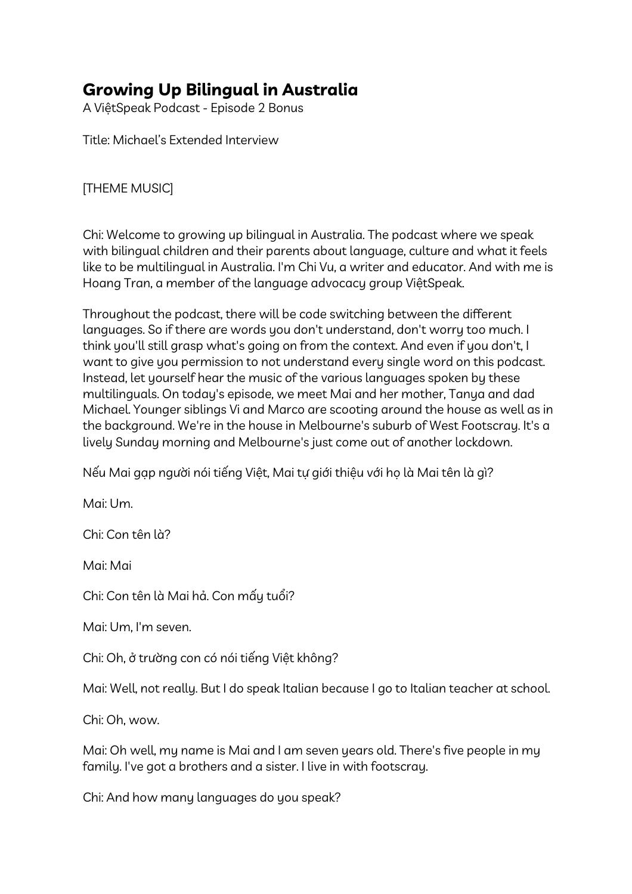# Growing Up Bilingual in Australia

A ViệtSpeak Podcast - Episode 2 Bonus

Title: Michael's Extended Interview

[THEME MUSIC]

Chi: Welcome to growing up bilingual in Australia. The podcast where we speak with bilingual children and their parents about language, culture and what it feels like to be multilingual in Australia. I'm Chi Vu, a writer and educator. And with me is Hoang Tran, a member of the language advocacy group ViệtSpeak.

Throughout the podcast, there will be code switching between the different languages. So if there are words you don't understand, don't worry too much. I think you'll still grasp what's going on from the context. And even if you don't, I want to give you permission to not understand every single word on this podcast. Instead, let yourself hear the music of the various languages spoken by these multilinguals. On today's episode, we meet Mai and her mother, Tanya and dad Michael. Younger siblings Vi and Marco are scooting around the house as well as in the background. We're in the house in Melbourne's suburb of West Footscray. It's a lively Sunday morning and Melbourne's just come out of another lockdown.

Nếu Mai gạp người nói tiếng Việt, Mai tự giới thiệu với họ là Mai tên là gì?

Mai: Um.

Chi: Con tên là?

Mai: Mai

Chi: Con tên là Mai hả. Con mấy tuổi?

Mai: Um, I'm seven.

Chi: Oh, ở trường con có nói tiếng Việt không?

Mai: Well, not really. But I do speak Italian because I go to Italian teacher at school.

Chi: Oh, wow.

Mai: Oh well, my name is Mai and I am seven years old. There's five people in my family. I've got a brothers and a sister. I live in with footscray.

Chi: And how many languages do you speak?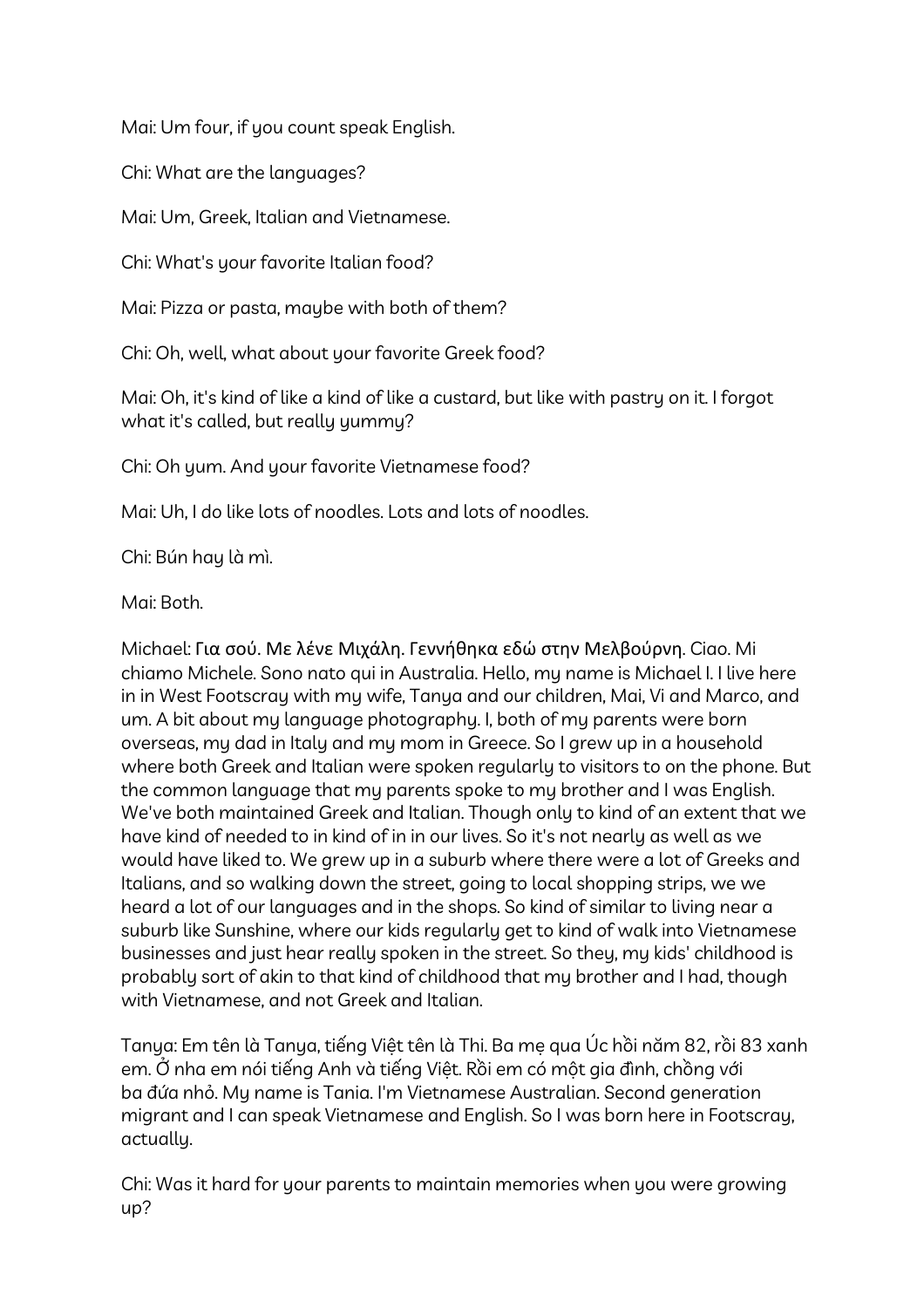Mai: Um four, if you count speak English.

Chi: What are the languages?

Mai: Um, Greek, Italian and Vietnamese.

Chi: What's your favorite Italian food?

Mai: Pizza or pasta, maybe with both of them?

Chi: Oh, well, what about your favorite Greek food?

Mai: Oh, it's kind of like a kind of like a custard, but like with pastry on it. I forgot what it's called, but really yummy?

Chi: Oh yum. And your favorite Vietnamese food?

Mai: Uh, I do like lots of noodles. Lots and lots of noodles.

Chi: Bún hay là mì.

Mai: Both.

Michael: Για σού. Με λένε Μιχάλη. Γεννήθηκα εδώ στην Μελβούρνη. Ciao. Mi chiamo Michele. Sono nato qui in Australia. Hello, my name is Michael I. I live here in in West Footscray with my wife, Tanya and our children, Mai, Vi and Marco, and um. A bit about my language photography. I, both of my parents were born overseas, my dad in Italy and my mom in Greece. So I grew up in a household where both Greek and Italian were spoken regularly to visitors to on the phone. But the common language that my parents spoke to my brother and I was English. We've both maintained Greek and Italian. Though only to kind of an extent that we have kind of needed to in kind of in in our lives. So it's not nearly as well as we would have liked to. We grew up in a suburb where there were a lot of Greeks and Italians, and so walking down the street, going to local shopping strips, we heard a lot of our languages and in the shops. So kind of similar to living near a suburb like Sunshine, where our kids regularly get to kind of walk into Vietnamese businesses and just hear really spoken in the street. So they, my kids' childhood is probably sort of akin to that kind of childhood that my brother and I had, though with Vietnamese, and not Greek and Italian.

Tanya: Em tên là Tanya, tiếng Việt tên là Thi. Ba mẹ qua Úc hồi năm 82, rồi 83 xanh em. Ở nha em nói tiếng Anh và tiếng Việt. Rồi em có một gia đình, chồng với ba đứa nhỏ. My name is Tania. I'm Vietnamese Australian. Second generation migrant and I can speak Vietnamese and English. So I was born here in Footscray, actually.

Chi: Was it hard for your parents to maintain memories when you were growing up?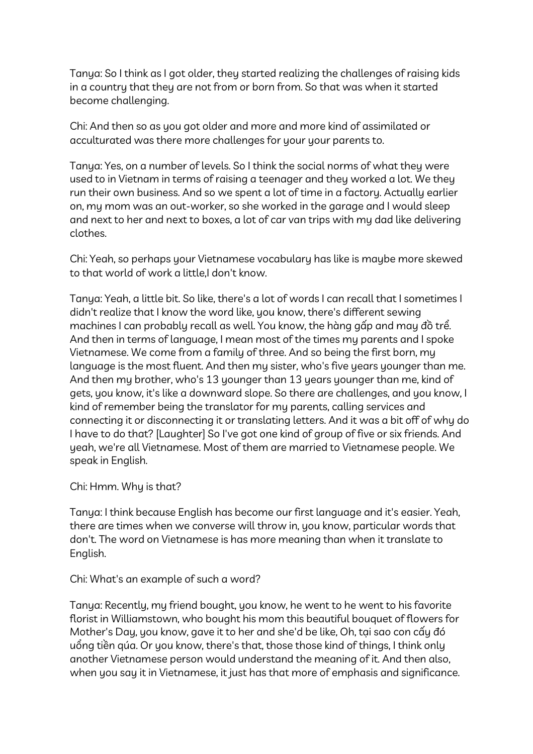Tanya: So I think as I got older, they started realizing the challenges of raising kids in a country that they are not from or born from. So that was when it started become challenging.

Chi: And then so as you got older and more and more kind of assimilated or acculturated was there more challenges for your your parents to.

Tanya: Yes, on a number of levels. So I think the social norms of what they were used to in Vietnam in terms of raising a teenager and they worked a lot. We they run their own business. And so we spent a lot of time in a factory. Actually earlier on, my mom was an out-worker, so she worked in the garage and I would sleep and next to her and next to boxes, a lot of car van trips with my dad like delivering clothes.

Chi: Yeah, so perhaps your Vietnamese vocabulary has like is maybe more skewed to that world of work a little,I don't know.

Tanya: Yeah, a little bit. So like, there's a lot of words I can recall that I sometimes I didn't realize that I know the word like, you know, there's different sewing machines I can probably recall as well. You know, the hàng gấp and may đồ trể. And then in terms of language, I mean most of the times my parents and I spoke Vietnamese. We come from a family of three. And so being the first born, my language is the most fluent. And then my sister, who's five years younger than me. And then my brother, who's 13 younger than 13 years younger than me, kind of gets, you know, it's like a downward slope. So there are challenges, and you know, I kind of remember being the translator for my parents, calling services and connecting it or disconnecting it or translating letters. And it was a bit off of why do I have to do that? [Laughter] So I've got one kind of group of five or six friends. And yeah, we're all Vietnamese. Most of them are married to Vietnamese people. We speak in English.

Chi: Hmm. Why is that?

Tanya: I think because English has become our first language and it's easier. Yeah, there are times when we converse will throw in, you know, particular words that don't. The word on Vietnamese is has more meaning than when it translate to English.

Chi: What's an example of such a word?

Tanya: Recently, my friend bought, you know, he went to he went to his favorite florist in Williamstown, who bought his mom this beautiful bouquet of flowers for Mother's Day, you know, gave it to her and she'd be like, Oh, tại sao con cấy đó uổng tiền qúa. Or you know, there's that, those those kind of things, I think only another Vietnamese person would understand the meaning of it. And then also, when you say it in Vietnamese, it just has that more of emphasis and significance.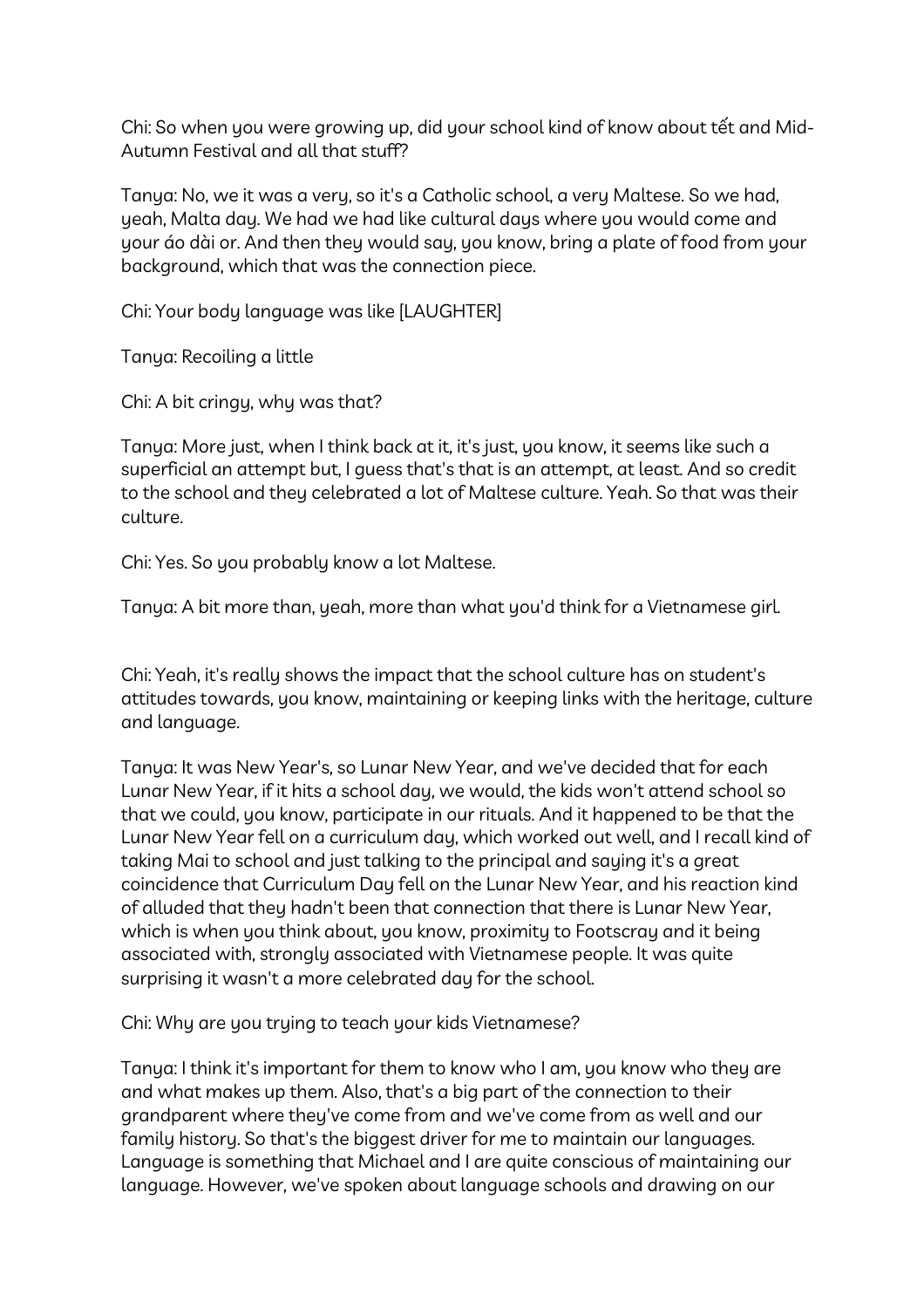Chi: So when you were growing up, did your school kind of know about tết and Mid-Autumn Festival and all that stuff?

Tanya: No, we it was a very, so it's a Catholic school, a very Maltese. So we had, yeah, Malta day. We had we had like cultural days where you would come and your áo dài or. And then they would say, you know, bring a plate of food from your background, which that was the connection piece.

Chi: Your body language was like [LAUGHTER]

Tanya: Recoiling a little

Chi: A bit cringy, why was that?

Tanya: More just, when I think back at it, it's just, you know, it seems like such a superficial an attempt but, I guess that's that is an attempt, at least. And so credit to the school and they celebrated a lot of Maltese culture. Yeah. So that was their culture.

Chi: Yes. So you probably know a lot Maltese.

Tanya: A bit more than, yeah, more than what you'd think for a Vietnamese girl.

Chi: Yeah, it's really shows the impact that the school culture has on student's attitudes towards, you know, maintaining or keeping links with the heritage, culture and language.

Tanya: It was New Year's, so Lunar New Year, and we've decided that for each Lunar New Year, if it hits a school day, we would, the kids won't attend school so that we could, you know, participate in our rituals. And it happened to be that the Lunar New Year fell on a curriculum day, which worked out well, and I recall kind of taking Mai to school and just talking to the principal and saying it's a great coincidence that Curriculum Day fell on the Lunar New Year, and his reaction kind of alluded that they hadn't been that connection that there is Lunar New Year, which is when you think about, you know, proximity to Footscray and it being associated with, strongly associated with Vietnamese people. It was quite surprising it wasn't a more celebrated day for the school.

Chi: Why are you trying to teach your kids Vietnamese?

Tanya: I think it's important for them to know who I am, you know who they are and what makes up them. Also, that's a big part of the connection to their grandparent where they've come from and we've come from as well and our family history. So that's the biggest driver for me to maintain our languages. Language is something that Michael and I are quite conscious of maintaining our language. However, we've spoken about language schools and drawing on our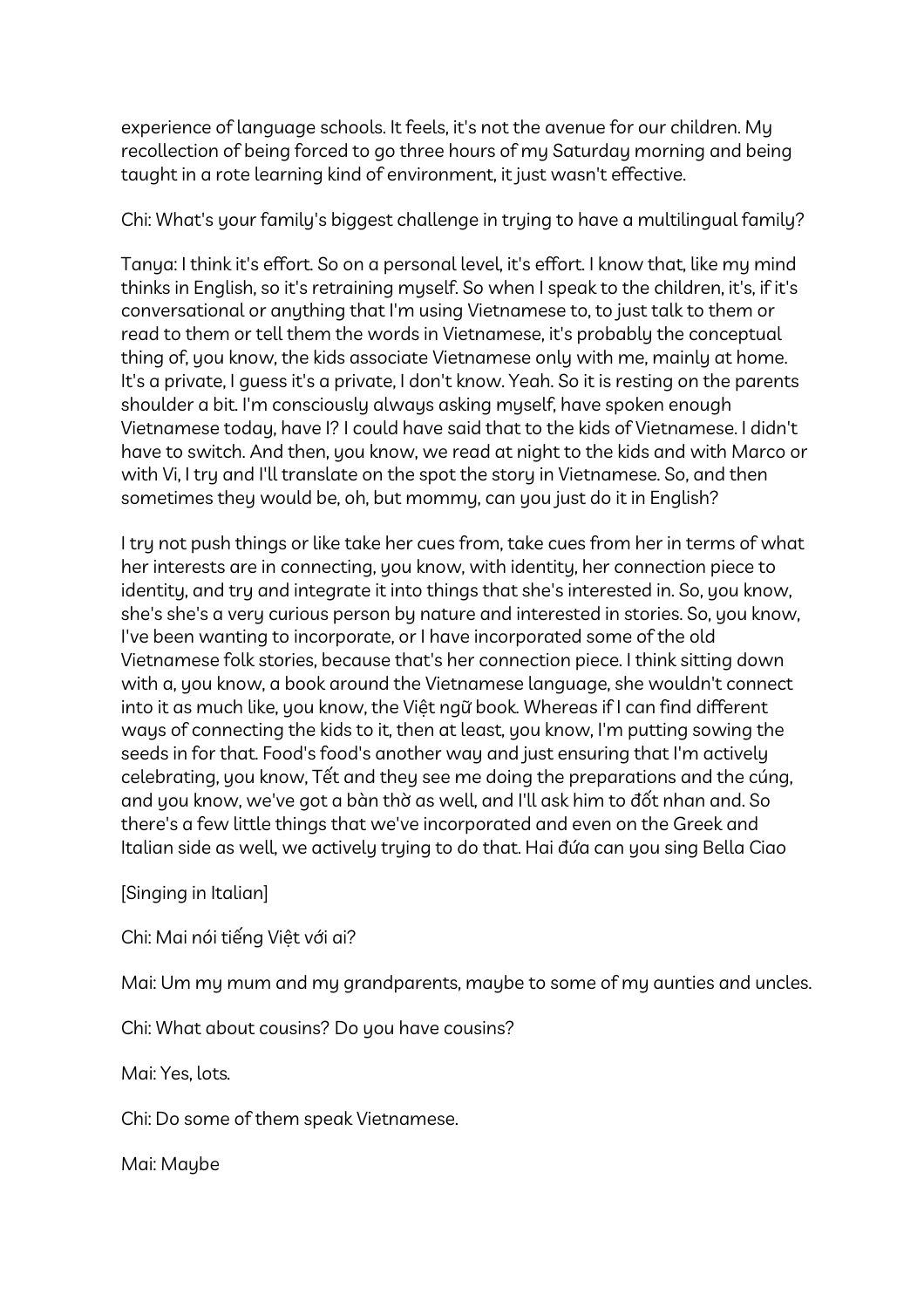experience of language schools. It feels, it's not the avenue for our children. My recollection of being forced to go three hours of my Saturday morning and being taught in a rote learning kind of environment, it just wasn't effective.

Chi: What's your family's biggest challenge in trying to have a multilingual family?

Tanya: I think it's effort. So on a personal level, it's effort. I know that, like my mind thinks in English, so it's retraining myself. So when I speak to the children, it's, if it's conversational or anything that I'm using Vietnamese to, to just talk to them or read to them or tell them the words in Vietnamese, it's probably the conceptual thing of, you know, the kids associate Vietnamese only with me, mainly at home. It's a private, I guess it's a private, I don't know. Yeah. So it is resting on the parents shoulder a bit. I'm consciously always asking myself, have spoken enough Vietnamese today, have I? I could have said that to the kids of Vietnamese. I didn't have to switch. And then, you know, we read at night to the kids and with Marco or with Vi, I try and I'll translate on the spot the story in Vietnamese. So, and then sometimes they would be, oh, but mommy, can you just do it in English?

I try not push things or like take her cues from, take cues from her in terms of what her interests are in connecting, you know, with identity, her connection piece to identity, and try and integrate it into things that she's interested in. So, you know, she's she's a very curious person by nature and interested in stories. So, you know, I've been wanting to incorporate, or I have incorporated some of the old Vietnamese folk stories, because that's her connection piece. I think sitting down with a, you know, a book around the Vietnamese language, she wouldn't connect into it as much like, you know, the Việt ngữ book. Whereas if I can find different ways of connecting the kids to it, then at least, you know, I'm putting sowing the seeds in for that. Food's food's another way and just ensuring that I'm actively celebrating, you know, Tết and they see me doing the preparations and the cúng, and you know, we've got a bàn thờ as well, and I'll ask him to đốt nhan and. So there's a few little things that we've incorporated and even on the Greek and Italian side as well, we actively trying to do that. *Hai đứa* can you sing Bella Ciao

[Singing in Italian]

Chi: Mai nói tiếng Việt với ai?

Mai: Um my mum and my grandparents, maybe to some of my aunties and uncles.

Chi: What about cousins? Do you have cousins?

Mai: Yes, lots.

Chi: Do some of them speak Vietnamese.

Mai: Maybe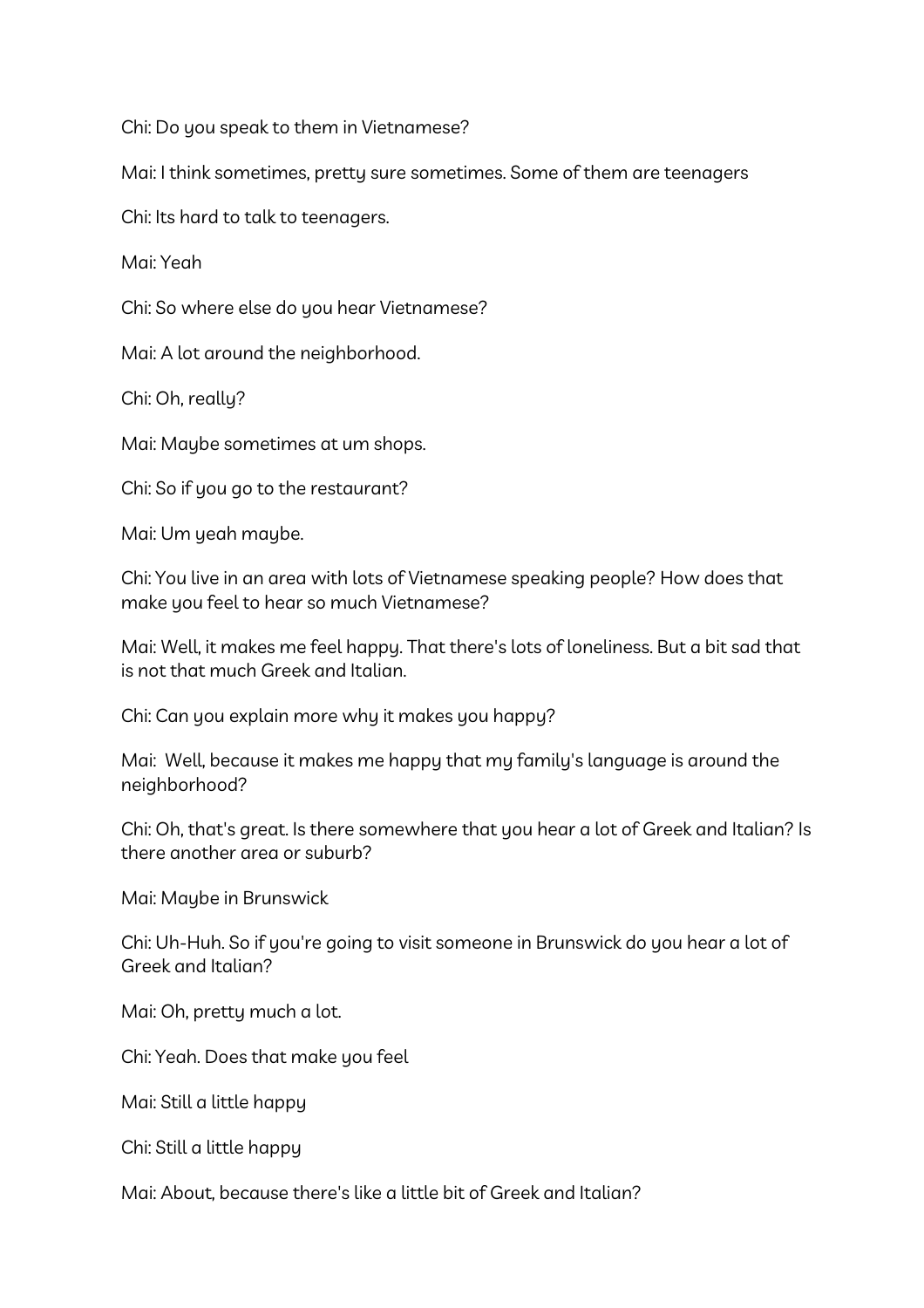Chi: Do you speak to them in Vietnamese?

Mai: I think sometimes, pretty sure sometimes. Some of them are teenagers

Chi: Its hard to talk to teenagers.

Mai: Yeah

Chi: So where else do you hear Vietnamese?

Mai: A lot around the neighborhood.

Chi: Oh, really?

Mai: Maybe sometimes at um shops.

Chi: So if you go to the restaurant?

Mai: Um yeah maybe.

Chi: You live in an area with lots of Vietnamese speaking people? How does that make you feel to hear so much Vietnamese?

Mai: Well, it makes me feel happy. That there's lots of loneliness. But a bit sad that is not that much Greek and Italian.

Chi: Can you explain more why it makes you happy?

Mai: Well, because it makes me happy that my family's language is around the neighborhood?

Chi: Oh, that's great. Is there somewhere that you hear a lot of Greek and Italian? Is there another area or suburb?

Mai: Maybe in Brunswick

Chi: Uh-Huh. So if you're going to visit someone in Brunswick do you hear a lot of Greek and Italian?

Mai: Oh, pretty much a lot.

Chi: Yeah. Does that make you feel

Mai: Still a little happy

Chi: Still a little happy

Mai: About, because there's like a little bit of Greek and Italian?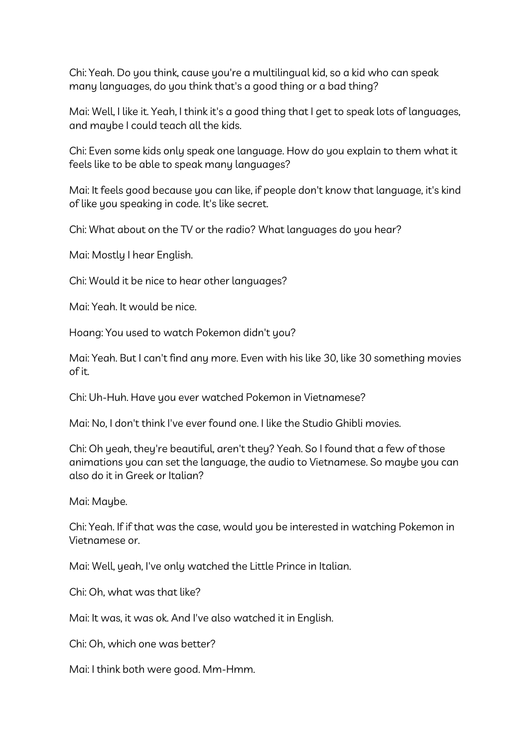Chi: Yeah. Do you think, cause you're a multilingual kid, so a kid who can speak many languages, do you think that's a good thing or a bad thing?

Mai: Well, I like it. Yeah, I think it's a good thing that I get to speak lots of languages, and maybe I could teach all the kids.

Chi: Even some kids only speak one language. How do you explain to them what it feels like to be able to speak many languages?

Mai: It feels good because you can like, if people don't know that language, it's kind of like you speaking in code. It's like secret.

Chi: What about on the TV or the radio? What languages do you hear?

Mai: Mostly I hear English.

Chi: Would it be nice to hear other languages?

Mai: Yeah. It would be nice.

Hoang: You used to watch Pokemon didn't you?

Mai: Yeah. But I can't find any more. Even with his like 30, like 30 something movies of it.

Chi: Uh-Huh. Have you ever watched Pokemon in Vietnamese?

Mai: No, I don't think I've ever found one. I like the Studio Ghibli movies.

Chi: Oh yeah, they're beautiful, aren't they? Yeah. So I found that a few of those animations you can set the language, the audio to Vietnamese. So maybe you can also do it in Greek or Italian?

Mai: Maybe.

Chi: Yeah. If if that was the case, would you be interested in watching Pokemon in Vietnamese or.

Mai: Well, yeah, I've only watched the Little Prince in Italian.

Chi: Oh, what was that like?

Mai: It was, it was ok. And I've also watched it in English.

Chi: Oh, which one was better?

Mai: I think both were good. Mm-Hmm.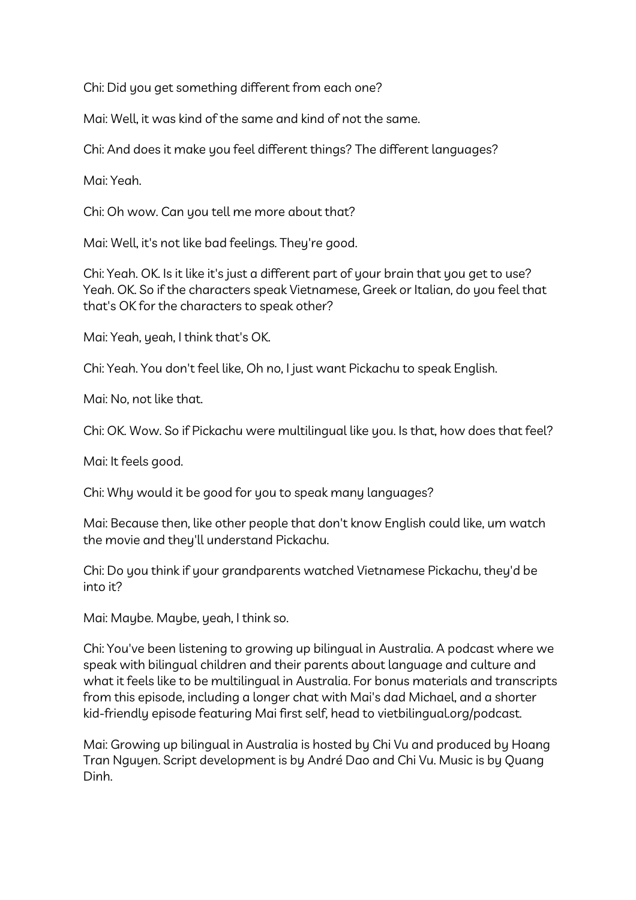Chi: Did you get something different from each one?

Mai: Well, it was kind of the same and kind of not the same.

Chi: And does it make you feel different things? The different languages?

Mai: Yeah.

Chi: Oh wow. Can you tell me more about that?

Mai: Well, it's not like bad feelings. They're good.

Chi: Yeah. OK. Is it like it's just a different part of your brain that you get to use? Yeah. OK. So if the characters speak Vietnamese, Greek or Italian, do you feel that that's OK for the characters to speak other?

Mai: Yeah, yeah, I think that's OK.

Chi: Yeah. You don't feel like, Oh no, I just want Pickachu to speak English.

Mai: No, not like that.

Chi: OK. Wow. So if Pickachu were multilingual like you. Is that, how does that feel?

Mai: It feels good.

Chi: Why would it be good for you to speak many languages?

Mai: Because then, like other people that don't know English could like, um watch the movie and they'll understand Pickachu.

Chi: Do you think if your grandparents watched Vietnamese Pickachu, they'd be into it?

Mai: Maybe. Maybe, yeah, I think so.

Chi: You've been listening to growing up bilingual in Australia. A podcast where we speak with bilingual children and their parents about language and culture and what it feels like to be multilingual in Australia. For bonus materials and transcripts from this episode, including a longer chat with Mai's dad Michael, and a shorter kid-friendly episode featuring Mai first self, head to vietbilingual.org/podcast.

Mai: Growing up bilingual in Australia is hosted by Chi Vu and produced by Hoang Tran Nguyen. Script development is by André Dao and Chi Vu. Music is by Quang Dinh.